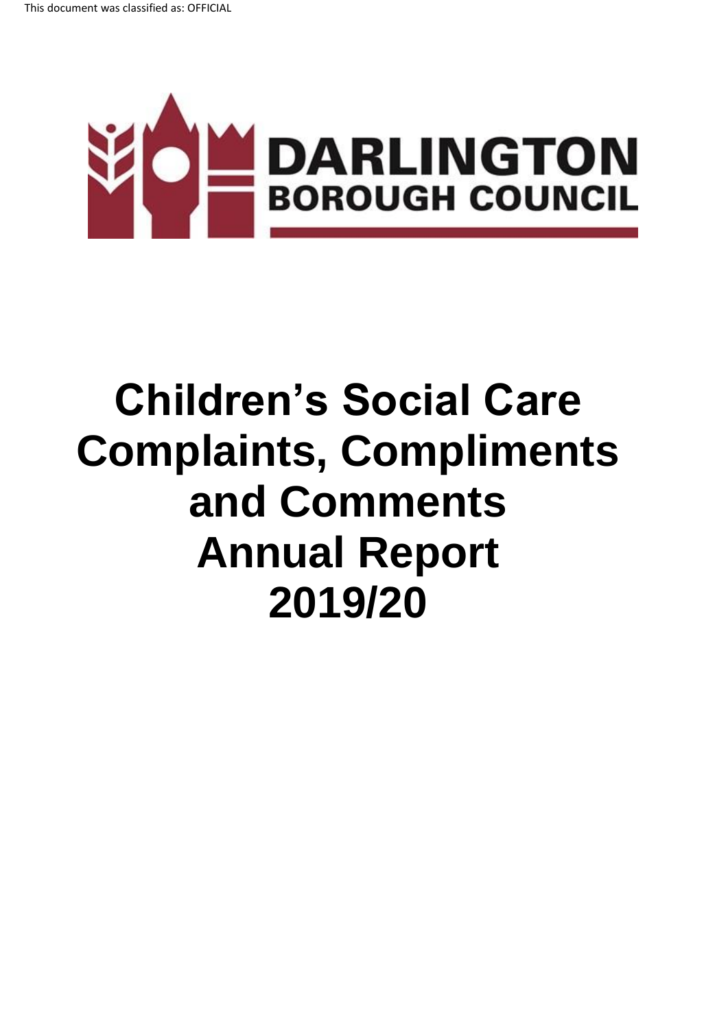This document was classified as: OFFICIAL

DARLINGTON BOROUGH COUNCIL

# Children's Social Care Complaints, Compliments and Comments Annual Report 2019/20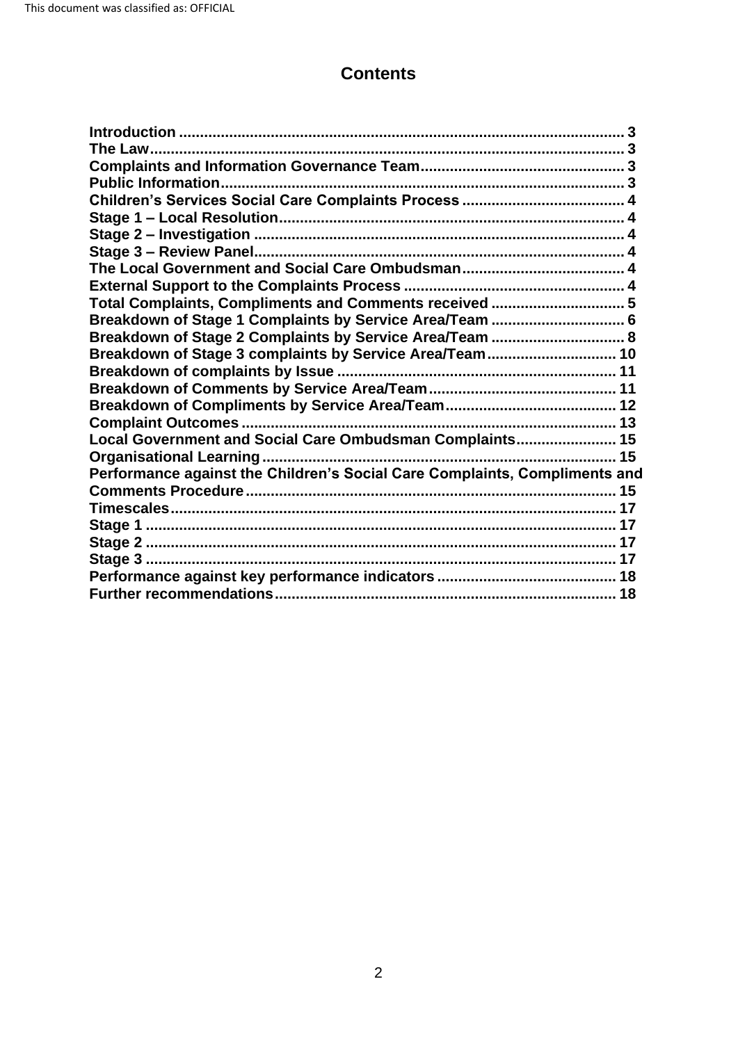# Contents

**Introduction** ........................................................................................................ 3
**The Law** ................................................................................................................. 3
**Complaints and Information Governance Team** ................................................ 3
**Public Information** ................................................................................................ 3
**Children's Services Social Care Complaints Process** ....................................... 4
**Stage 1 – Local Resolution** .................................................................................. 4
**Stage 2 – Investigation** ......................................................................................... 4
**Stage 3 – Review Panel** ......................................................................................... 4
**The Local Government and Social Care Ombudsman** ....................................... 4
**External Support to the Complaints Process** ..................................................... 4
**Total Complaints, Compliments and Comments received** ................................ 5
**Breakdown of Stage 1 Complaints by Service Area/Team** ................................ 6
**Breakdown of Stage 2 Complaints by Service Area/Team** ................................ 8
**Breakdown of Stage 3 complaints by Service Area/Team** ............................... 10
**Breakdown of complaints by Issue** .................................................................. 11
**Breakdown of Comments by Service Area/Team** ............................................. 11
**Breakdown of Compliments by Service Area/Team** ......................................... 12
**Complaint Outcomes** ......................................................................................... 13
**Local Government and Social Care Ombudsman Complaints** ........................ 15
**Organisational Learning** .................................................................................... 15
**Performance against the Children's Social Care Complaints, Compliments and Comments Procedure** ........................................................................................ 15
**Timescales** .......................................................................................................... 17
**Stage 1** ................................................................................................................ 17
**Stage 2** ................................................................................................................ 17
**Stage 3** ................................................................................................................ 17
**Performance against key performance indicators** ........................................... 18
**Further recommendations** ................................................................................. 18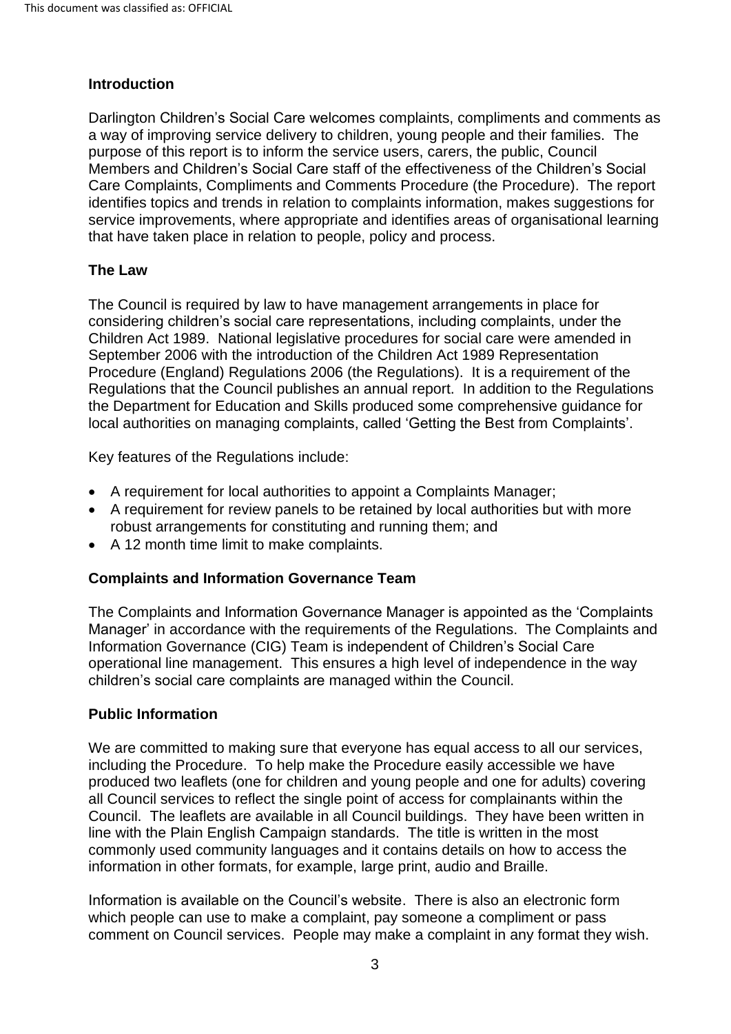## Introduction

Darlington Children's Social Care welcomes complaints, compliments and comments as a way of improving service delivery to children, young people and their families. The purpose of this report is to inform the service users, carers, the public, Council Members and Children's Social Care staff of the effectiveness of the Children's Social Care Complaints, Compliments and Comments Procedure (the Procedure). The report identifies topics and trends in relation to complaints information, makes suggestions for service improvements, where appropriate and identifies areas of organisational learning that have taken place in relation to people, policy and process.

## The Law

The Council is required by law to have management arrangements in place for considering children's social care representations, including complaints, under the Children Act 1989. National legislative procedures for social care were amended in September 2006 with the introduction of the Children Act 1989 Representation Procedure (England) Regulations 2006 (the Regulations). It is a requirement of the Regulations that the Council publishes an annual report. In addition to the Regulations the Department for Education and Skills produced some comprehensive guidance for local authorities on managing complaints, called 'Getting the Best from Complaints'.

Key features of the Regulations include:

- A requirement for local authorities to appoint a Complaints Manager;
- A requirement for review panels to be retained by local authorities but with more robust arrangements for constituting and running them; and
- A 12 month time limit to make complaints.

## Complaints and Information Governance Team

The Complaints and Information Governance Manager is appointed as the 'Complaints Manager' in accordance with the requirements of the Regulations. The Complaints and Information Governance (CIG) Team is independent of Children's Social Care operational line management. This ensures a high level of independence in the way children's social care complaints are managed within the Council.

## Public Information

We are committed to making sure that everyone has equal access to all our services, including the Procedure. To help make the Procedure easily accessible we have produced two leaflets (one for children and young people and one for adults) covering all Council services to reflect the single point of access for complainants within the Council. The leaflets are available in all Council buildings. They have been written in line with the Plain English Campaign standards. The title is written in the most commonly used community languages and it contains details on how to access the information in other formats, for example, large print, audio and Braille.

Information is available on the Council's website. There is also an electronic form which people can use to make a complaint, pay someone a compliment or pass comment on Council services. People may make a complaint in any format they wish.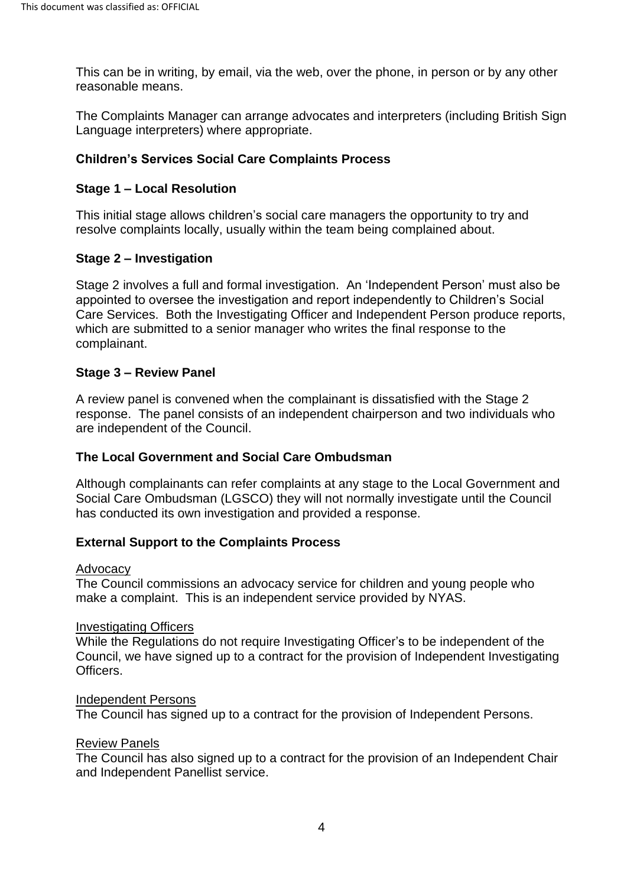This can be in writing, by email, via the web, over the phone, in person or by any other reasonable means.

The Complaints Manager can arrange advocates and interpreters (including British Sign Language interpreters) where appropriate.

**Children's Services Social Care Complaints Process**

**Stage 1 – Local Resolution**

This initial stage allows children's social care managers the opportunity to try and resolve complaints locally, usually within the team being complained about.

**Stage 2 – Investigation**

Stage 2 involves a full and formal investigation. An 'Independent Person' must also be appointed to oversee the investigation and report independently to Children's Social Care Services. Both the Investigating Officer and Independent Person produce reports, which are submitted to a senior manager who writes the final response to the complainant.

**Stage 3 – Review Panel**

A review panel is convened when the complainant is dissatisfied with the Stage 2 response. The panel consists of an independent chairperson and two individuals who are independent of the Council.

**The Local Government and Social Care Ombudsman**

Although complainants can refer complaints at any stage to the Local Government and Social Care Ombudsman (LGSCO) they will not normally investigate until the Council has conducted its own investigation and provided a response.

**External Support to the Complaints Process**

Advocacy
The Council commissions an advocacy service for children and young people who make a complaint. This is an independent service provided by NYAS.

Investigating Officers
While the Regulations do not require Investigating Officer's to be independent of the Council, we have signed up to a contract for the provision of Independent Investigating Officers.

Independent Persons
The Council has signed up to a contract for the provision of Independent Persons.

Review Panels
The Council has also signed up to a contract for the provision of an Independent Chair and Independent Panellist service.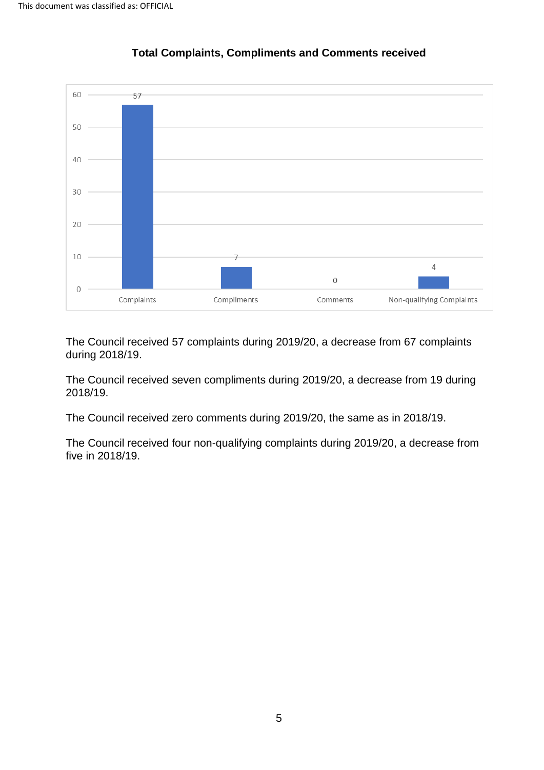**Total Complaints, Compliments and Comments received**

| Category | Number |
|---|---|
| Complaints | 57 |
| Compliments | 7 |
| Comments | 0 |
| Non-qualifying Complaints | 4 |

The Council received 57 complaints during 2019/20, a decrease from 67 complaints during 2018/19.

The Council received seven compliments during 2019/20, a decrease from 19 during 2018/19.

The Council received zero comments during 2019/20, the same as in 2018/19.

The Council received four non-qualifying complaints during 2019/20, a decrease from five in 2018/19.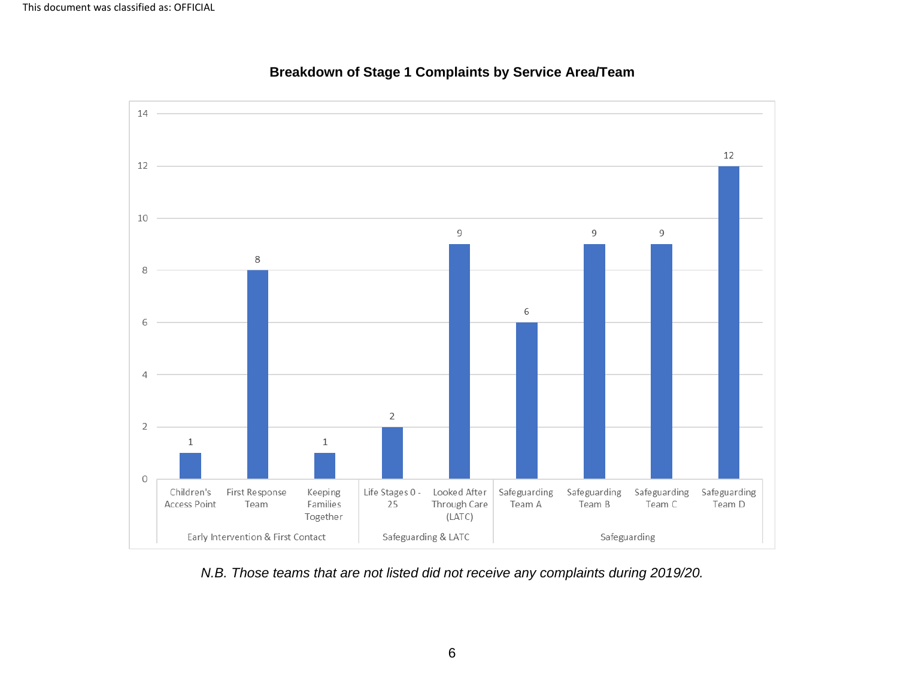**Breakdown of Stage 1 Complaints by Service Area/Team**

| Service Area | Team | Number of Complaints |
|---|---|---|
| Early Intervention & First Contact | Children's Access Point | 1 |
| Early Intervention & First Contact | First Response Team | 8 |
| Early Intervention & First Contact | Keeping Families Together | 1 |
| Safeguarding & LATC | Life Stages 0 - 25 | 2 |
| Safeguarding & LATC | Looked After Through Care (LATC) | 9 |
| Safeguarding | Safeguarding Team A | 6 |
| Safeguarding | Safeguarding Team B | 9 |
| Safeguarding | Safeguarding Team C | 9 |
| Safeguarding | Safeguarding Team D | 12 |

*N.B. Those teams that are not listed did not receive any complaints during 2019/20.*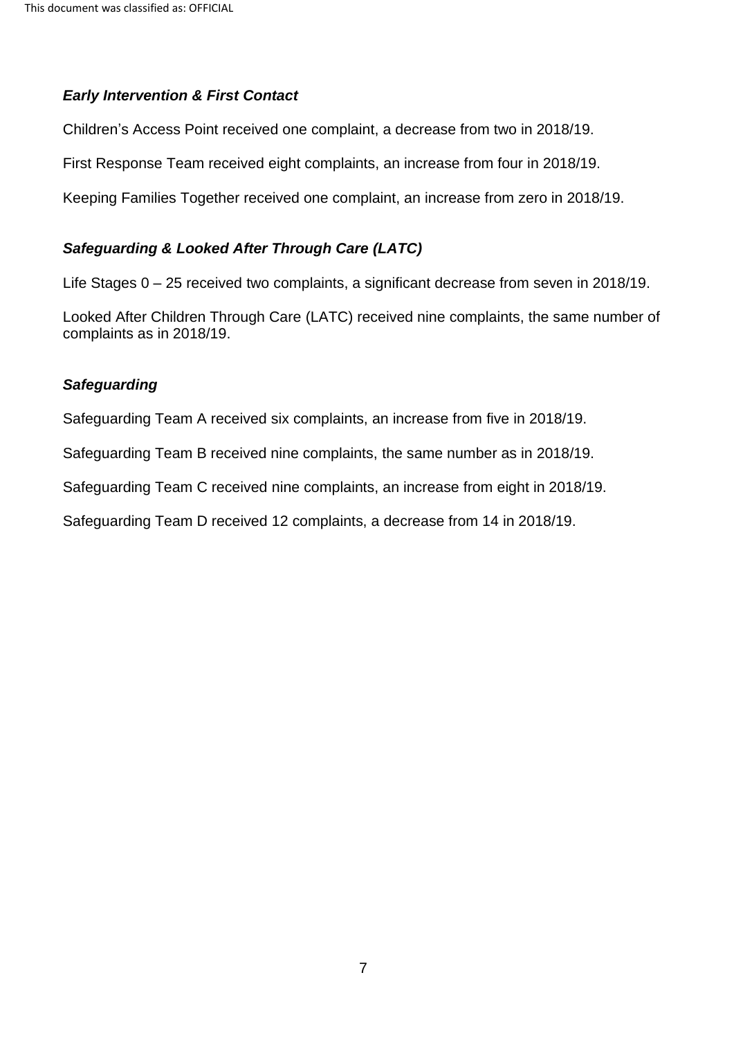***Early Intervention & First Contact***

Children's Access Point received one complaint, a decrease from two in 2018/19.

First Response Team received eight complaints, an increase from four in 2018/19.

Keeping Families Together received one complaint, an increase from zero in 2018/19.

***Safeguarding & Looked After Through Care (LATC)***

Life Stages 0 – 25 received two complaints, a significant decrease from seven in 2018/19.

Looked After Children Through Care (LATC) received nine complaints, the same number of complaints as in 2018/19.

***Safeguarding***

Safeguarding Team A received six complaints, an increase from five in 2018/19.

Safeguarding Team B received nine complaints, the same number as in 2018/19.

Safeguarding Team C received nine complaints, an increase from eight in 2018/19.

Safeguarding Team D received 12 complaints, a decrease from 14 in 2018/19.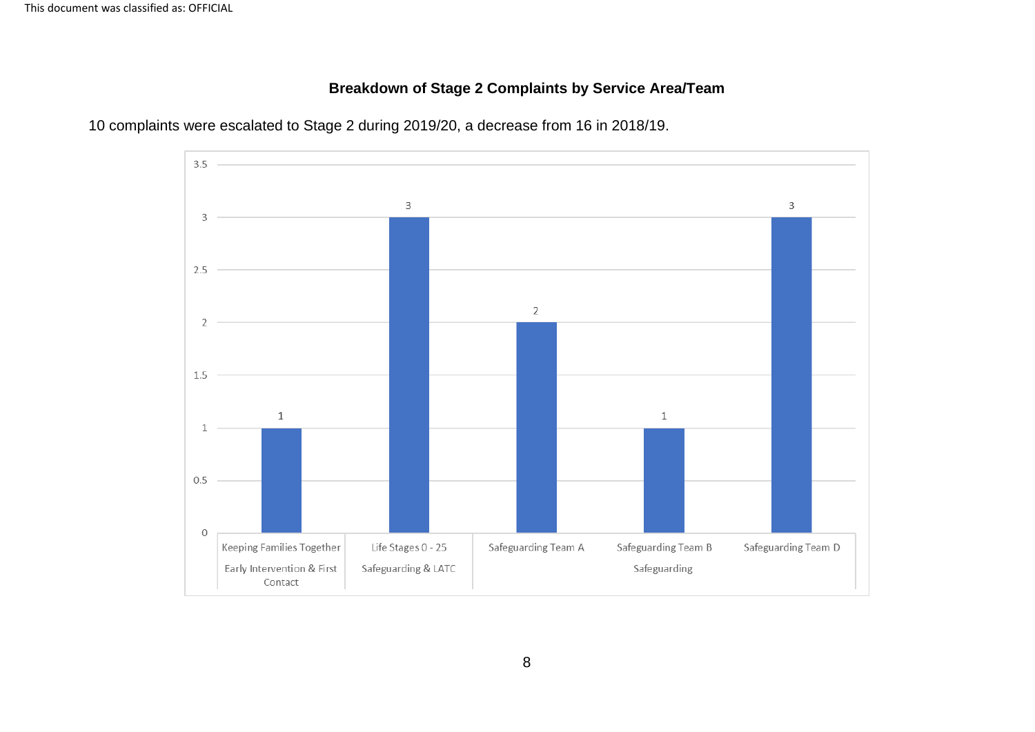### Breakdown of Stage 2 Complaints by Service Area/Team

10 complaints were escalated to Stage 2 during 2019/20, a decrease from 16 in 2018/19.

| Service Area | Team | Stage 2 Complaints |
|---|---|---|
| Early Intervention & First Contact | Keeping Families Together | 1 |
| Safeguarding & LATC | Life Stages 0 - 25 | 3 |
| Safeguarding | Safeguarding Team A | 2 |
| Safeguarding | Safeguarding Team B | 1 |
| Safeguarding | Safeguarding Team D | 3 |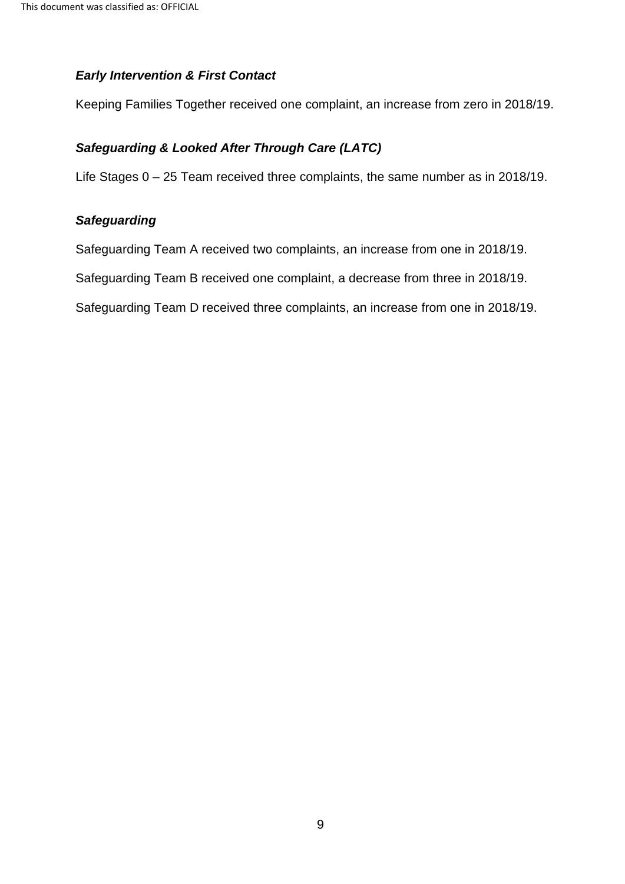***Early Intervention & First Contact***

Keeping Families Together received one complaint, an increase from zero in 2018/19.

***Safeguarding & Looked After Through Care (LATC)***

Life Stages 0 – 25 Team received three complaints, the same number as in 2018/19.

***Safeguarding***

Safeguarding Team A received two complaints, an increase from one in 2018/19.

Safeguarding Team B received one complaint, a decrease from three in 2018/19.

Safeguarding Team D received three complaints, an increase from one in 2018/19.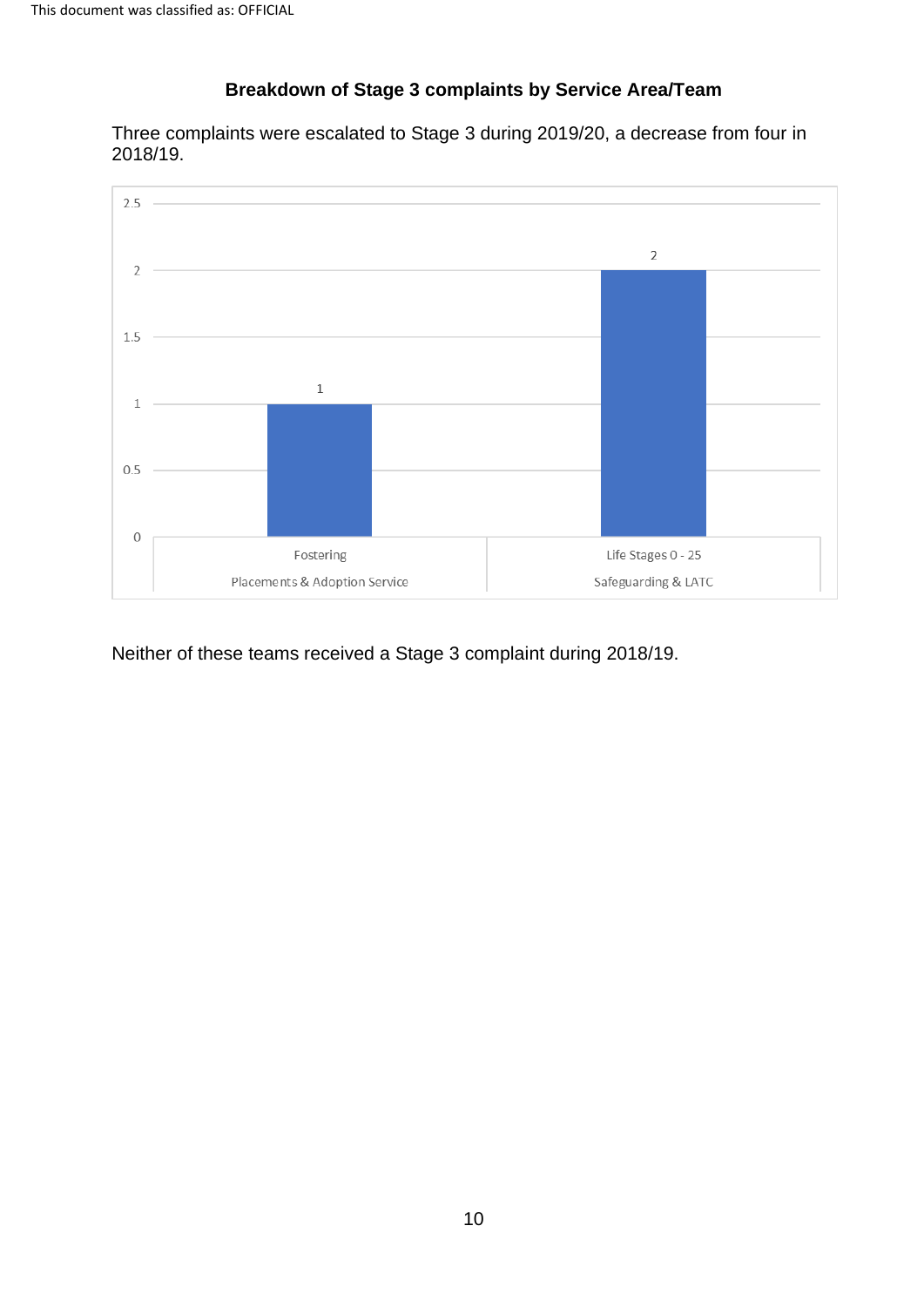**Breakdown of Stage 3 complaints by Service Area/Team**

Three complaints were escalated to Stage 3 during 2019/20, a decrease from four in 2018/19.

| Service Area | Team | Stage 3 complaints |
|---|---|---|
| Placements & Adoption Service | Fostering | 1 |
| Safeguarding & LATC | Life Stages 0 - 25 | 2 |

Neither of these teams received a Stage 3 complaint during 2018/19.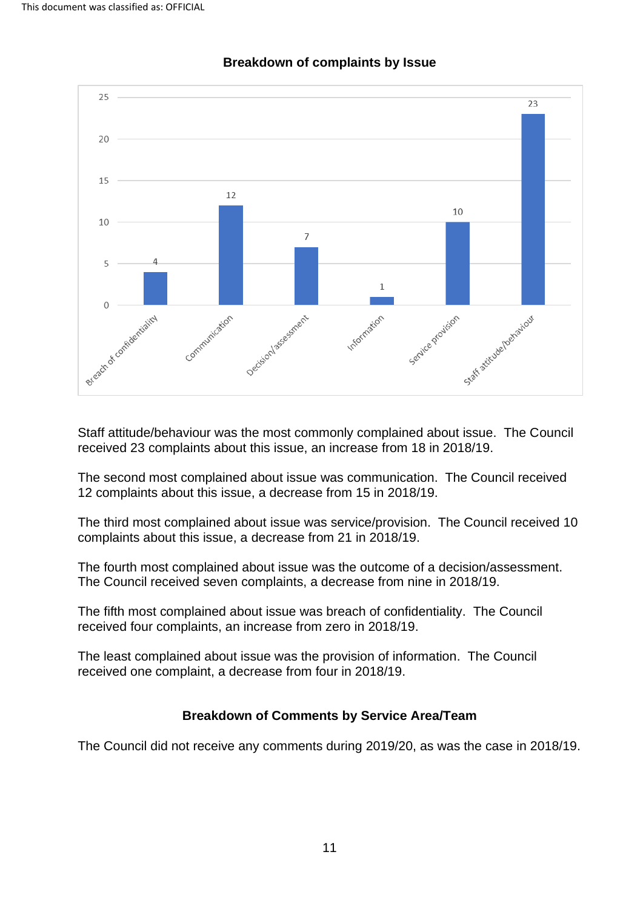**Breakdown of complaints by Issue**

| Issue | Number of complaints |
|---|---|
| Breach of confidentiality | 4 |
| Communication | 12 |
| Decision/assessment | 7 |
| Information | 1 |
| Service provision | 10 |
| Staff attitude/behaviour | 23 |

Staff attitude/behaviour was the most commonly complained about issue. The Council received 23 complaints about this issue, an increase from 18 in 2018/19.

The second most complained about issue was communication. The Council received 12 complaints about this issue, a decrease from 15 in 2018/19.

The third most complained about issue was service/provision. The Council received 10 complaints about this issue, a decrease from 21 in 2018/19.

The fourth most complained about issue was the outcome of a decision/assessment. The Council received seven complaints, a decrease from nine in 2018/19.

The fifth most complained about issue was breach of confidentiality. The Council received four complaints, an increase from zero in 2018/19.

The least complained about issue was the provision of information. The Council received one complaint, a decrease from four in 2018/19.

**Breakdown of Comments by Service Area/Team**

The Council did not receive any comments during 2019/20, as was the case in 2018/19.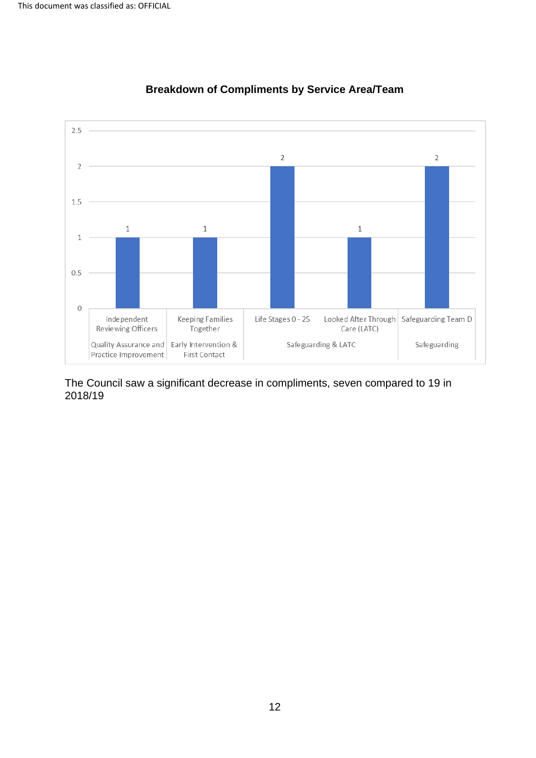**Breakdown of Compliments by Service Area/Team**

| Service Area | Team | Compliments |
|---|---|---|
| Quality Assurance and Practice Improvement | Independent Reviewing Officers | 1 |
| Early Intervention & First Contact | Keeping Families Together | 1 |
| Safeguarding & LATC | Life Stages 0 - 25 | 2 |
| Safeguarding & LATC | Looked After Through Care (LATC) | 1 |
| Safeguarding | Safeguarding Team D | 2 |

The Council saw a significant decrease in compliments, seven compared to 19 in 2018/19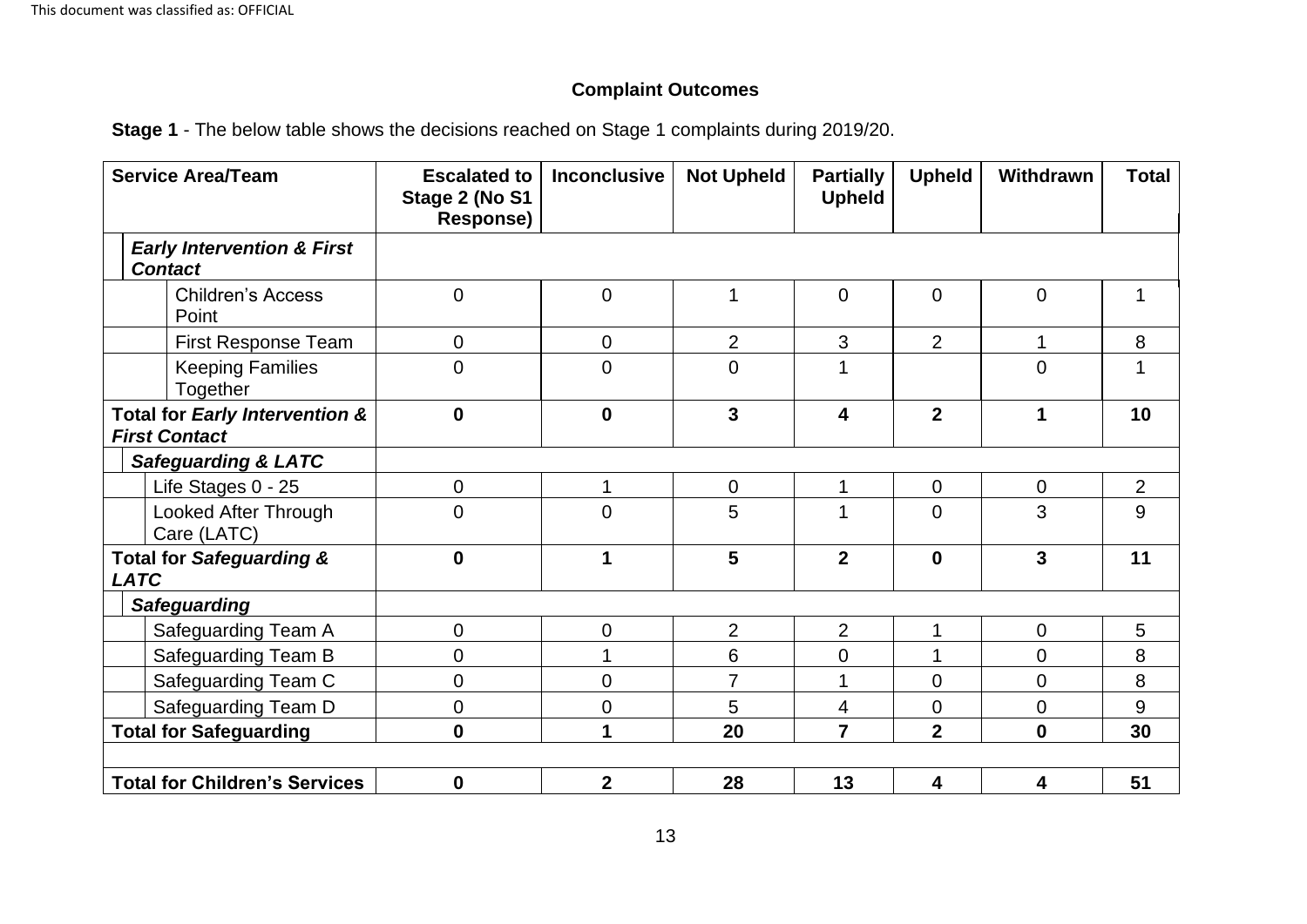# Complaint Outcomes

**Stage 1** - The below table shows the decisions reached on Stage 1 complaints during 2019/20.

| Service Area/Team | Escalated to Stage 2 (No S1 Response) | Inconclusive | Not Upheld | Partially Upheld | Upheld | Withdrawn | Total |
|---|---|---|---|---|---|---|---|
| ***Early Intervention & First Contact*** | | | | | | | |
| Children's Access Point | 0 | 0 | 1 | 0 | 0 | 0 | 1 |
| First Response Team | 0 | 0 | 2 | 3 | 2 | 1 | 8 |
| Keeping Families Together | 0 | 0 | 0 | 1 | | 0 | 1 |
| **Total for *Early Intervention & First Contact*** | **0** | **0** | **3** | **4** | **2** | **1** | **10** |
| ***Safeguarding & LATC*** | | | | | | | |
| Life Stages 0 - 25 | 0 | 1 | 0 | 1 | 0 | 0 | 2 |
| Looked After Through Care (LATC) | 0 | 0 | 5 | 1 | 0 | 3 | 9 |
| **Total for *Safeguarding & LATC*** | **0** | **1** | **5** | **2** | **0** | **3** | **11** |
| ***Safeguarding*** | | | | | | | |
| Safeguarding Team A | 0 | 0 | 2 | 2 | 1 | 0 | 5 |
| Safeguarding Team B | 0 | 1 | 6 | 0 | 1 | 0 | 8 |
| Safeguarding Team C | 0 | 0 | 7 | 1 | 0 | 0 | 8 |
| Safeguarding Team D | 0 | 0 | 5 | 4 | 0 | 0 | 9 |
| **Total for Safeguarding** | **0** | **1** | **20** | **7** | **2** | **0** | **30** |
| | | | | | | | |
| **Total for Children's Services** | **0** | **2** | **28** | **13** | **4** | **4** | **51** |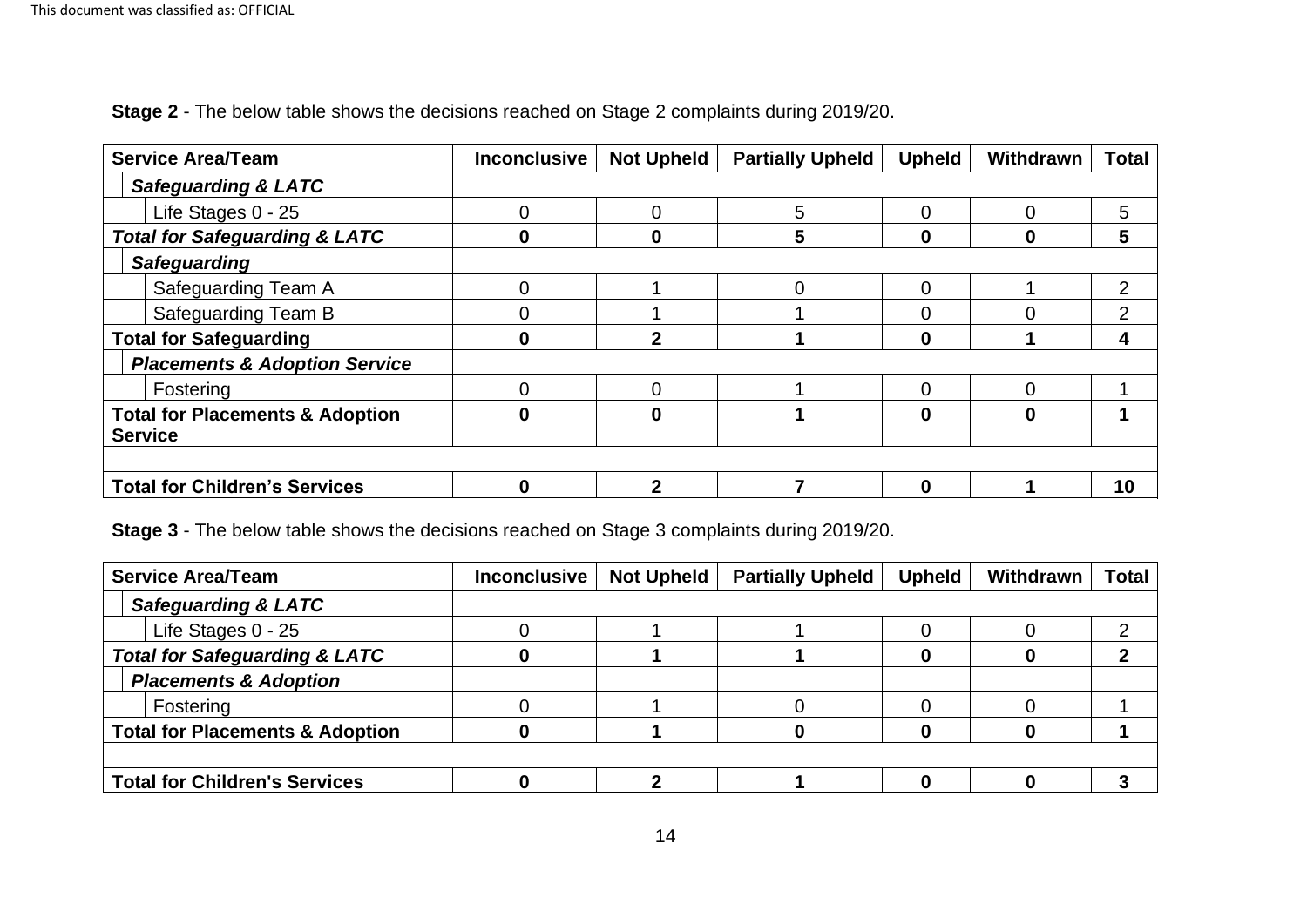**Stage 2** - The below table shows the decisions reached on Stage 2 complaints during 2019/20.

| Service Area/Team | Inconclusive | Not Upheld | Partially Upheld | Upheld | Withdrawn | Total |
|---|---|---|---|---|---|---|
| ***Safeguarding & LATC*** | | | | | | |
| Life Stages 0 - 25 | 0 | 0 | 5 | 0 | 0 | 5 |
| ***Total for Safeguarding & LATC*** | **0** | **0** | **5** | **0** | **0** | **5** |
| ***Safeguarding*** | | | | | | |
| Safeguarding Team A | 0 | 1 | 0 | 0 | 1 | 2 |
| Safeguarding Team B | 0 | 1 | 1 | 0 | 0 | 2 |
| **Total for Safeguarding** | **0** | **2** | **1** | **0** | **1** | **4** |
| ***Placements & Adoption Service*** | | | | | | |
| Fostering | 0 | 0 | 1 | 0 | 0 | 1 |
| **Total for Placements & Adoption Service** | **0** | **0** | **1** | **0** | **0** | **1** |
| | | | | | | |
| **Total for Children's Services** | **0** | **2** | **7** | **0** | **1** | **10** |

**Stage 3** - The below table shows the decisions reached on Stage 3 complaints during 2019/20.

| Service Area/Team | Inconclusive | Not Upheld | Partially Upheld | Upheld | Withdrawn | Total |
|---|---|---|---|---|---|---|
| ***Safeguarding & LATC*** | | | | | | |
| Life Stages 0 - 25 | 0 | 1 | 1 | 0 | 0 | 2 |
| ***Total for Safeguarding & LATC*** | **0** | **1** | **1** | **0** | **0** | **2** |
| ***Placements & Adoption*** | | | | | | |
| Fostering | 0 | 1 | 0 | 0 | 0 | 1 |
| **Total for Placements & Adoption** | **0** | **1** | **0** | **0** | **0** | **1** |
| | | | | | | |
| **Total for Children's Services** | **0** | **2** | **1** | **0** | **0** | **3** |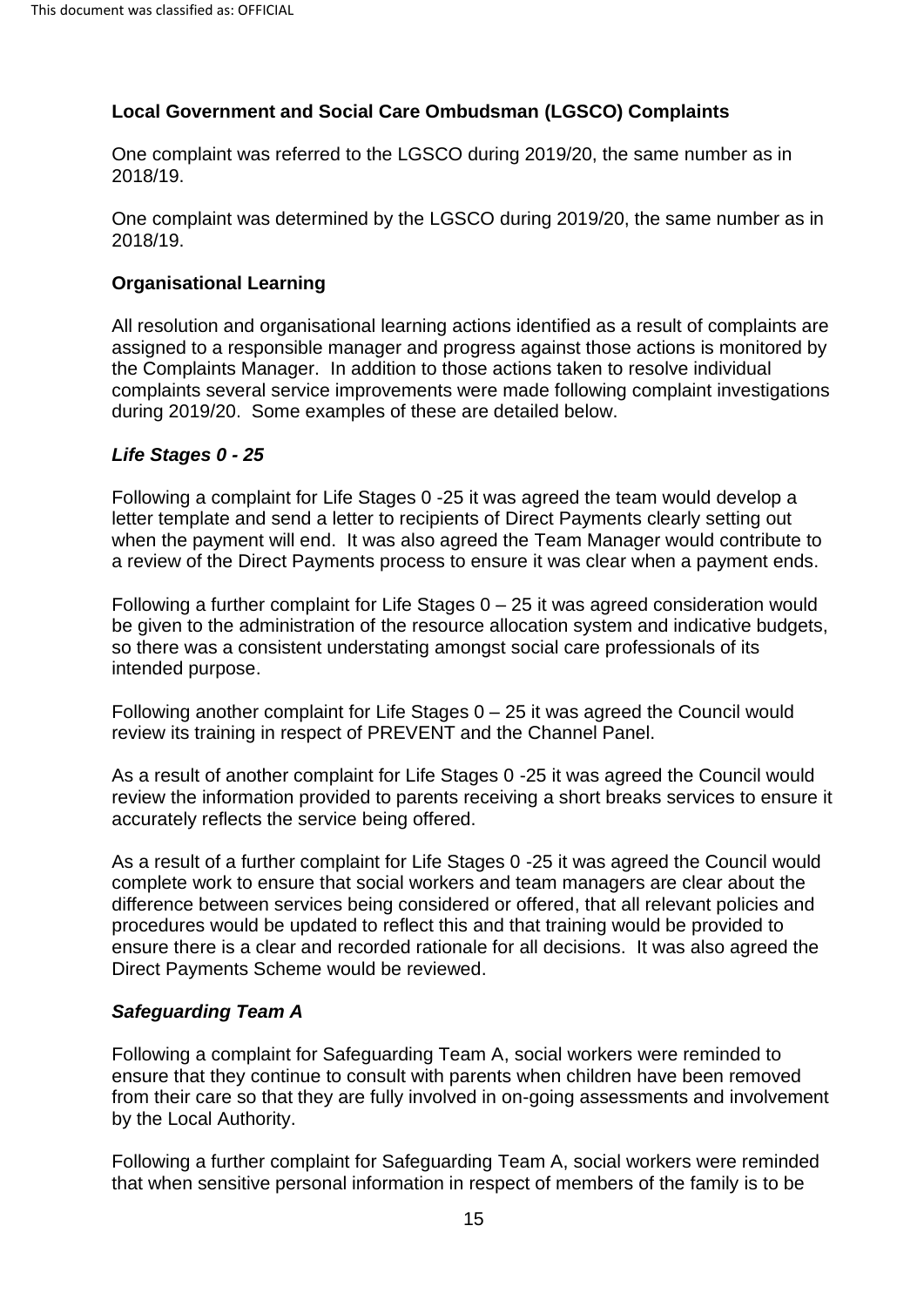**Local Government and Social Care Ombudsman (LGSCO) Complaints**

One complaint was referred to the LGSCO during 2019/20, the same number as in 2018/19.

One complaint was determined by the LGSCO during 2019/20, the same number as in 2018/19.

**Organisational Learning**

All resolution and organisational learning actions identified as a result of complaints are assigned to a responsible manager and progress against those actions is monitored by the Complaints Manager. In addition to those actions taken to resolve individual complaints several service improvements were made following complaint investigations during 2019/20. Some examples of these are detailed below.

***Life Stages 0 - 25***

Following a complaint for Life Stages 0 -25 it was agreed the team would develop a letter template and send a letter to recipients of Direct Payments clearly setting out when the payment will end. It was also agreed the Team Manager would contribute to a review of the Direct Payments process to ensure it was clear when a payment ends.

Following a further complaint for Life Stages 0 – 25 it was agreed consideration would be given to the administration of the resource allocation system and indicative budgets, so there was a consistent understating amongst social care professionals of its intended purpose.

Following another complaint for Life Stages 0 – 25 it was agreed the Council would review its training in respect of PREVENT and the Channel Panel.

As a result of another complaint for Life Stages 0 -25 it was agreed the Council would review the information provided to parents receiving a short breaks services to ensure it accurately reflects the service being offered.

As a result of a further complaint for Life Stages 0 -25 it was agreed the Council would complete work to ensure that social workers and team managers are clear about the difference between services being considered or offered, that all relevant policies and procedures would be updated to reflect this and that training would be provided to ensure there is a clear and recorded rationale for all decisions. It was also agreed the Direct Payments Scheme would be reviewed.

***Safeguarding Team A***

Following a complaint for Safeguarding Team A, social workers were reminded to ensure that they continue to consult with parents when children have been removed from their care so that they are fully involved in on-going assessments and involvement by the Local Authority.

Following a further complaint for Safeguarding Team A, social workers were reminded that when sensitive personal information in respect of members of the family is to be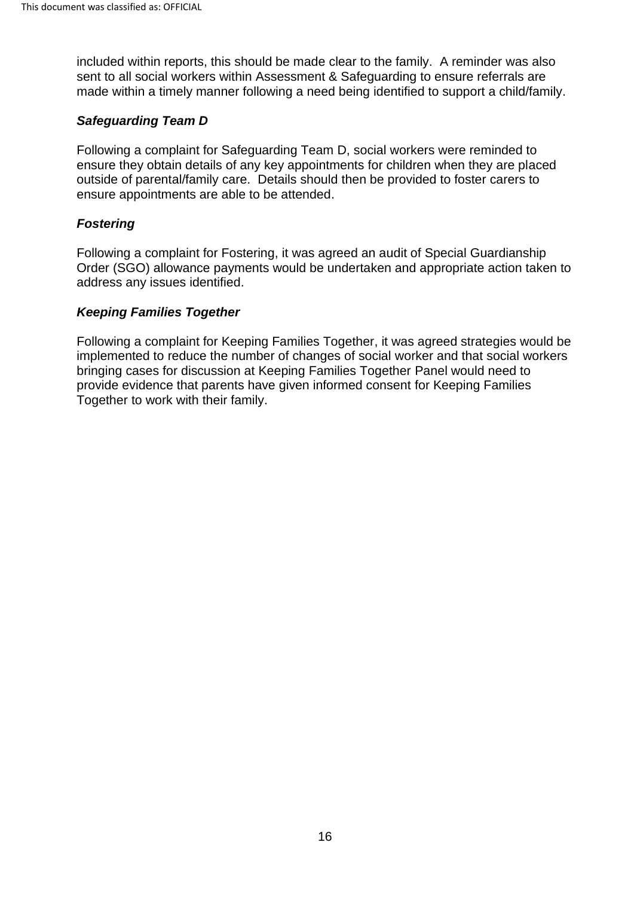included within reports, this should be made clear to the family. A reminder was also sent to all social workers within Assessment & Safeguarding to ensure referrals are made within a timely manner following a need being identified to support a child/family.

### *Safeguarding Team D*

Following a complaint for Safeguarding Team D, social workers were reminded to ensure they obtain details of any key appointments for children when they are placed outside of parental/family care. Details should then be provided to foster carers to ensure appointments are able to be attended.

### *Fostering*

Following a complaint for Fostering, it was agreed an audit of Special Guardianship Order (SGO) allowance payments would be undertaken and appropriate action taken to address any issues identified.

### *Keeping Families Together*

Following a complaint for Keeping Families Together, it was agreed strategies would be implemented to reduce the number of changes of social worker and that social workers bringing cases for discussion at Keeping Families Together Panel would need to provide evidence that parents have given informed consent for Keeping Families Together to work with their family.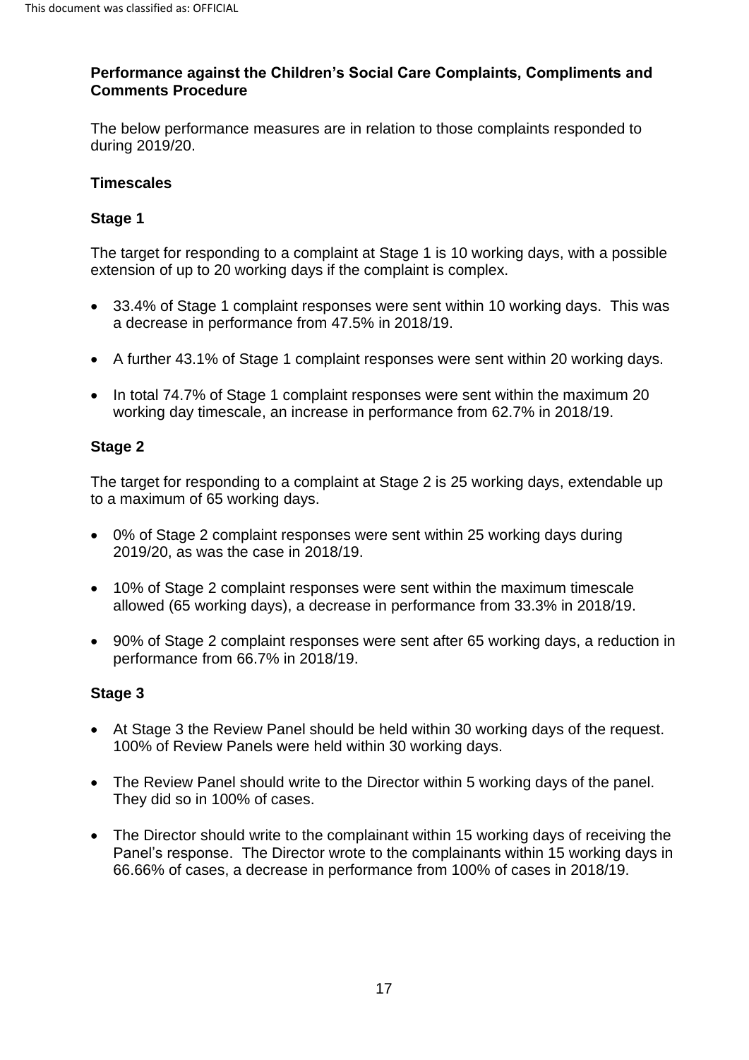## Performance against the Children's Social Care Complaints, Compliments and Comments Procedure

The below performance measures are in relation to those complaints responded to during 2019/20.

### Timescales

#### Stage 1

The target for responding to a complaint at Stage 1 is 10 working days, with a possible extension of up to 20 working days if the complaint is complex.

- 33.4% of Stage 1 complaint responses were sent within 10 working days. This was a decrease in performance from 47.5% in 2018/19.
- A further 43.1% of Stage 1 complaint responses were sent within 20 working days.
- In total 74.7% of Stage 1 complaint responses were sent within the maximum 20 working day timescale, an increase in performance from 62.7% in 2018/19.

#### Stage 2

The target for responding to a complaint at Stage 2 is 25 working days, extendable up to a maximum of 65 working days.

- 0% of Stage 2 complaint responses were sent within 25 working days during 2019/20, as was the case in 2018/19.
- 10% of Stage 2 complaint responses were sent within the maximum timescale allowed (65 working days), a decrease in performance from 33.3% in 2018/19.
- 90% of Stage 2 complaint responses were sent after 65 working days, a reduction in performance from 66.7% in 2018/19.

#### Stage 3

- At Stage 3 the Review Panel should be held within 30 working days of the request. 100% of Review Panels were held within 30 working days.
- The Review Panel should write to the Director within 5 working days of the panel. They did so in 100% of cases.
- The Director should write to the complainant within 15 working days of receiving the Panel's response. The Director wrote to the complainants within 15 working days in 66.66% of cases, a decrease in performance from 100% of cases in 2018/19.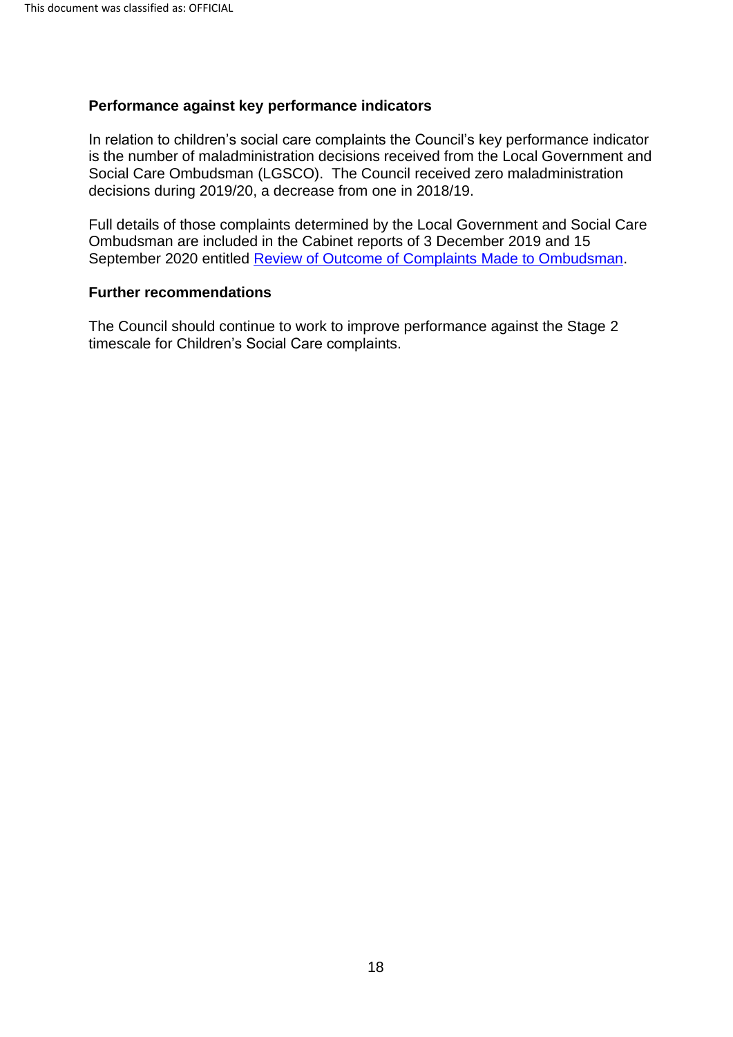**Performance against key performance indicators**

In relation to children's social care complaints the Council's key performance indicator is the number of maladministration decisions received from the Local Government and Social Care Ombudsman (LGSCO). The Council received zero maladministration decisions during 2019/20, a decrease from one in 2018/19.

Full details of those complaints determined by the Local Government and Social Care Ombudsman are included in the Cabinet reports of 3 December 2019 and 15 September 2020 entitled Review of Outcome of Complaints Made to Ombudsman.

**Further recommendations**

The Council should continue to work to improve performance against the Stage 2 timescale for Children's Social Care complaints.